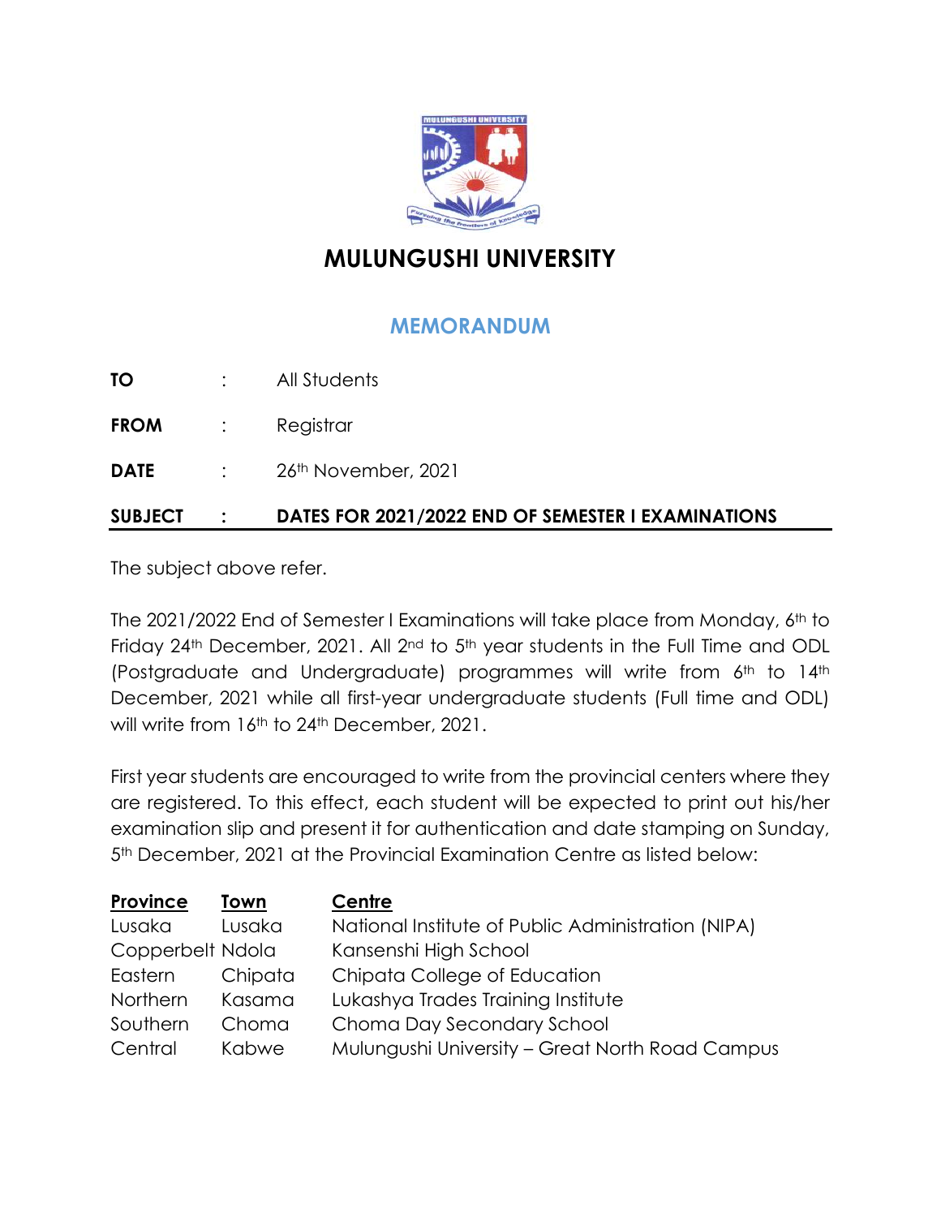# MULUNGUSHI UNIVERSITY

## MEMORANDUM

**TO** : All Students

**FROM** : Registrar

**DATE** : 26th November, 2021

**SUBJECT** : **DATES FOR 2021/2022 END OF SEMESTER I EXAMINATIONS**

The subject above refer.

The 2021/2022 End of Semester I Examinations will take place from Monday, 6th to Friday 24th December, 2021. All 2nd to 5th year students in the Full Time and ODL (Postgraduate and Undergraduate) programmes will write from 6th to 14th December, 2021 while all first-year undergraduate students (Full time and ODL) will write from 16th to 24th December, 2021.

First year students are encouraged to write from the provincial centers where they are registered. To this effect, each student will be expected to print out his/her examination slip and present it for authentication and date stamping on Sunday, 5th December, 2021 at the Provincial Examination Centre as listed below:

| Province | Town | Centre |
|---|---|---|
| Lusaka | Lusaka | National Institute of Public Administration (NIPA) |
| Copperbelt | Ndola | Kansenshi High School |
| Eastern | Chipata | Chipata College of Education |
| Northern | Kasama | Lukashya Trades Training Institute |
| Southern | Choma | Choma Day Secondary School |
| Central | Kabwe | Mulungushi University – Great North Road Campus |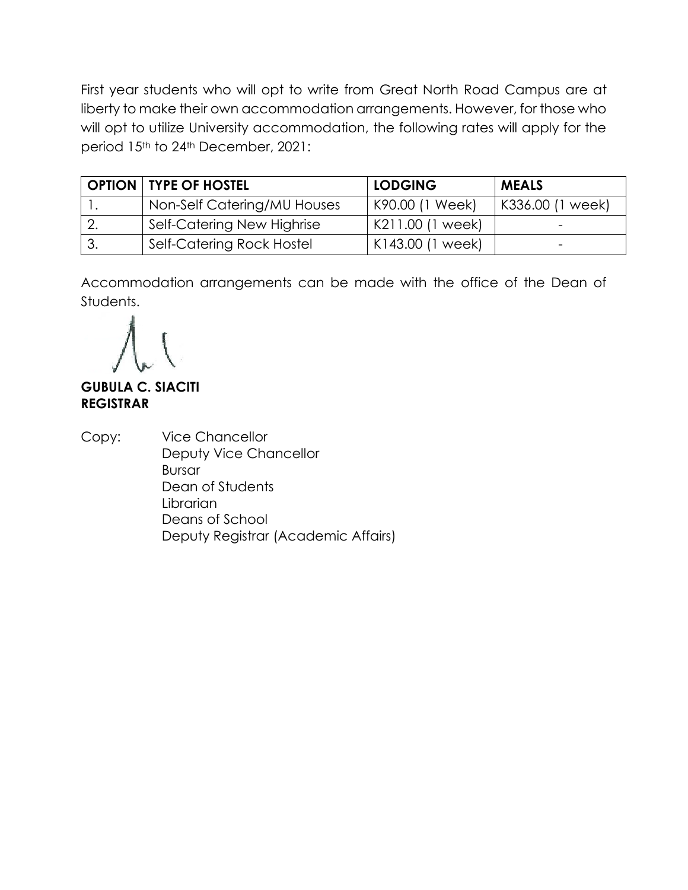First year students who will opt to write from Great North Road Campus are at liberty to make their own accommodation arrangements. However, for those who will opt to utilize University accommodation, the following rates will apply for the period 15th to 24th December, 2021:

| OPTION | TYPE OF HOSTEL | LODGING | MEALS |
|---|---|---|---|
| 1. | Non-Self Catering/MU Houses | K90.00 (1 Week) | K336.00 (1 week) |
| 2. | Self-Catering New Highrise | K211.00 (1 week) | - |
| 3. | Self-Catering Rock Hostel | K143.00 (1 week) | - |

Accommodation arrangements can be made with the office of the Dean of Students.

**GUBULA C. SIACITI**
**REGISTRAR**

Copy: Vice Chancellor
Deputy Vice Chancellor
Bursar
Dean of Students
Librarian
Deans of School
Deputy Registrar (Academic Affairs)